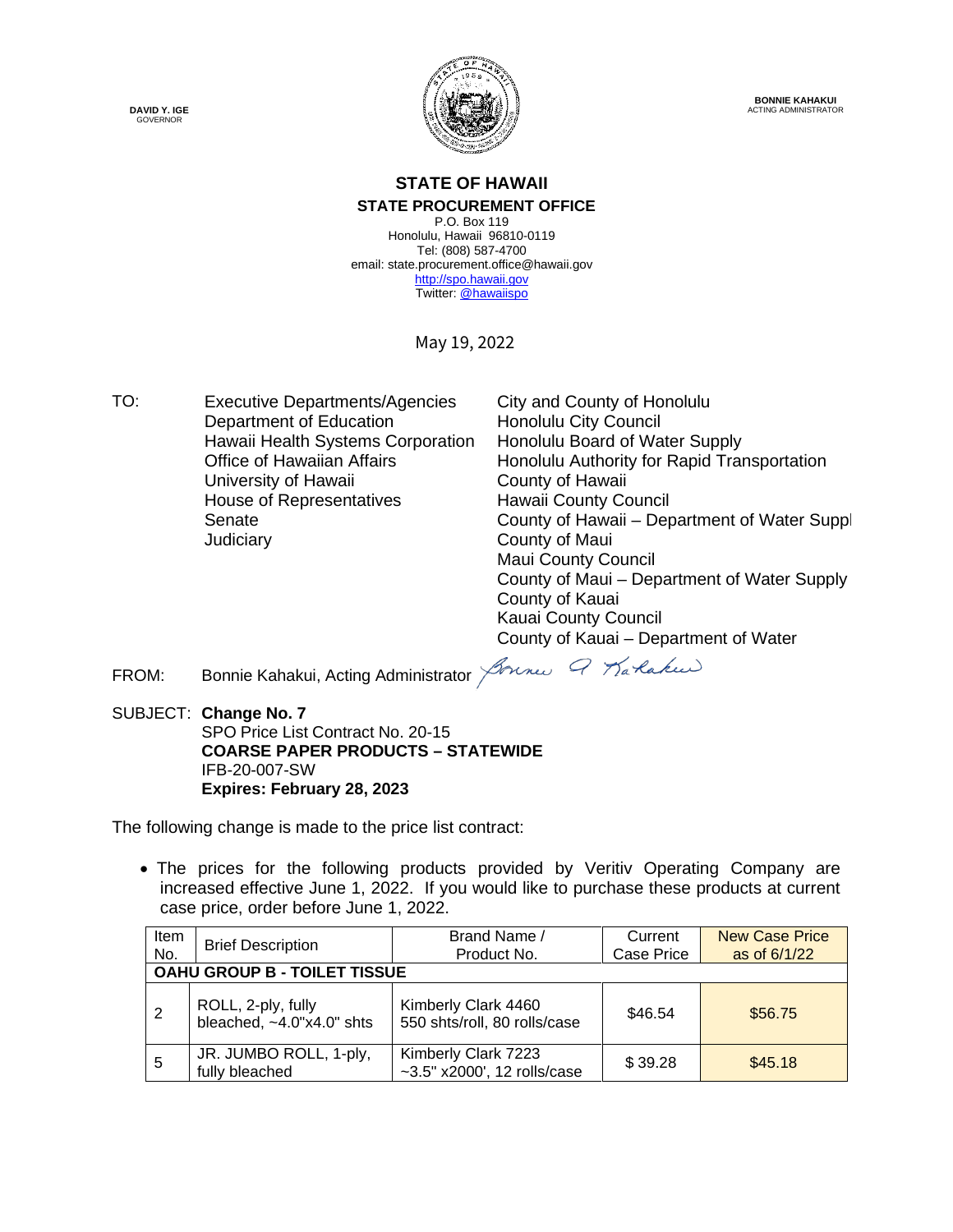DAVID Y. IGE
GOVERNOR

BONNIE KAHAKUI
ACTING ADMINISTRATOR

# STATE OF HAWAII

## STATE PROCUREMENT OFFICE

P.O. Box 119
Honolulu, Hawaii 96810-0119
Tel: (808) 587-4700
email: state.procurement.office@hawaii.gov
http://spo.hawaii.gov
Twitter: @hawaiispo

May 19, 2022

TO:
Executive Departments/Agencies
Department of Education
Hawaii Health Systems Corporation
Office of Hawaiian Affairs
University of Hawaii
House of Representatives
Senate
Judiciary
City and County of Honolulu
Honolulu City Council
Honolulu Board of Water Supply
Honolulu Authority for Rapid Transportation
County of Hawaii
Hawaii County Council
County of Hawaii – Department of Water Suppl
County of Maui
Maui County Council
County of Maui – Department of Water Supply
County of Kauai
Kauai County Council
County of Kauai – Department of Water

FROM: Bonnie Kahakui, Acting Administrator

SUBJECT: **Change No. 7**
SPO Price List Contract No. 20-15
**COARSE PAPER PRODUCTS – STATEWIDE**
IFB-20-007-SW
**Expires: February 28, 2023**

The following change is made to the price list contract:

- The prices for the following products provided by Veritiv Operating Company are increased effective June 1, 2022. If you would like to purchase these products at current case price, order before June 1, 2022.

| Item No. | Brief Description | Brand Name / Product No. | Current Case Price | New Case Price as of 6/1/22 |
|---|---|---|---|---|
| **OAHU GROUP B - TOILET TISSUE** | | | | |
| 2 | ROLL, 2-ply, fully bleached, ~4.0"x4.0" shts | Kimberly Clark 4460 550 shts/roll, 80 rolls/case | $46.54 | $56.75 |
| 5 | JR. JUMBO ROLL, 1-ply, fully bleached | Kimberly Clark 7223 ~3.5" x2000', 12 rolls/case | $ 39.28 | $45.18 |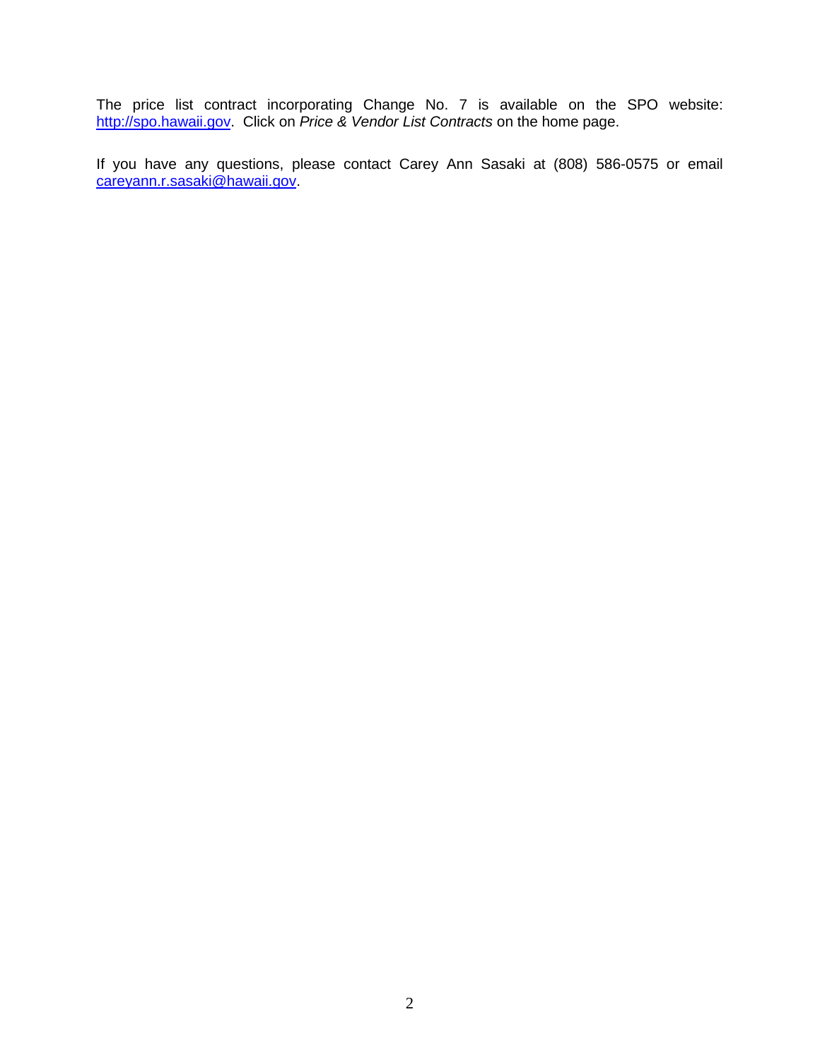The price list contract incorporating Change No. 7 is available on the SPO website: http://spo.hawaii.gov. Click on *Price & Vendor List Contracts* on the home page.

If you have any questions, please contact Carey Ann Sasaki at (808) 586-0575 or email careyann.r.sasaki@hawaii.gov.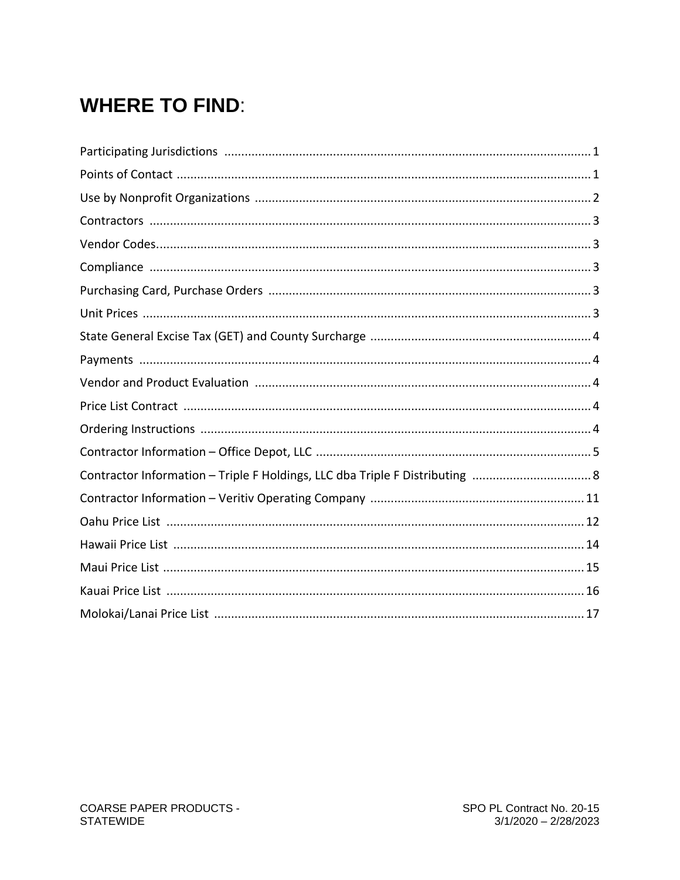# WHERE TO FIND:

| Section | Page |
|---|---|
| Participating Jurisdictions | 1 |
| Points of Contact | 1 |
| Use by Nonprofit Organizations | 2 |
| Contractors | 3 |
| Vendor Codes | 3 |
| Compliance | 3 |
| Purchasing Card, Purchase Orders | 3 |
| Unit Prices | 3 |
| State General Excise Tax (GET) and County Surcharge | 4 |
| Payments | 4 |
| Vendor and Product Evaluation | 4 |
| Price List Contract | 4 |
| Ordering Instructions | 4 |
| Contractor Information – Office Depot, LLC | 5 |
| Contractor Information – Triple F Holdings, LLC dba Triple F Distributing | 8 |
| Contractor Information – Veritiv Operating Company | 11 |
| Oahu Price List | 12 |
| Hawaii Price List | 14 |
| Maui Price List | 15 |
| Kauai Price List | 16 |
| Molokai/Lanai Price List | 17 |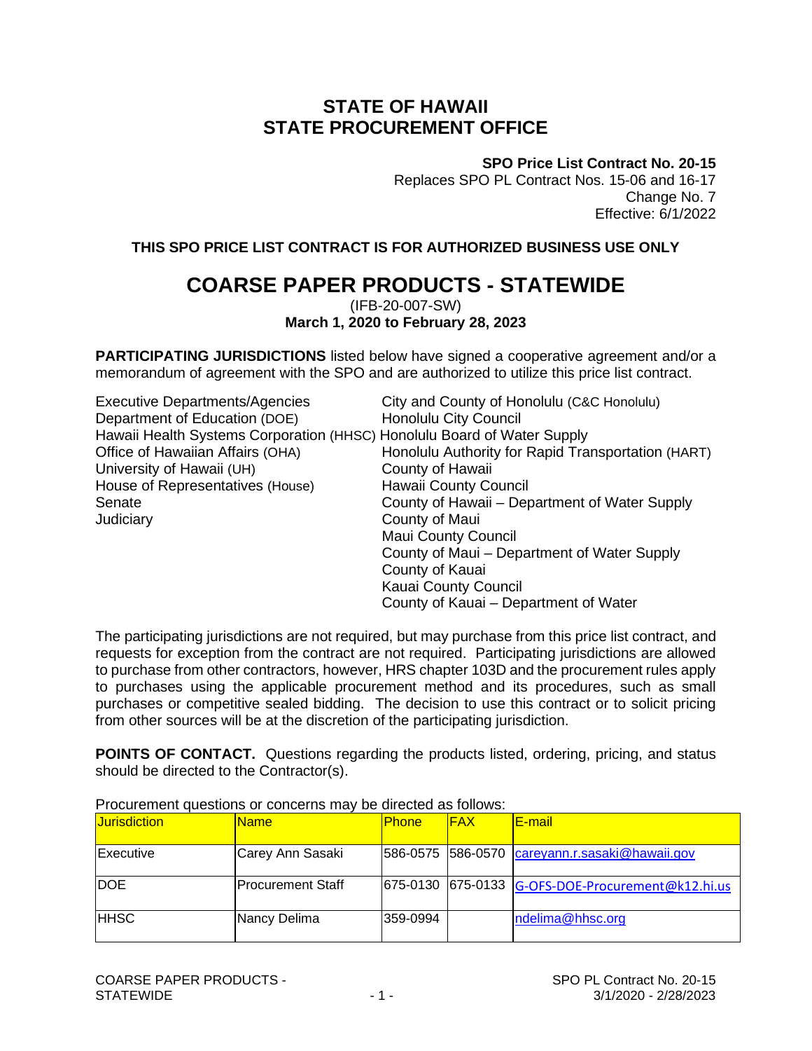# STATE OF HAWAII
# STATE PROCUREMENT OFFICE

**SPO Price List Contract No. 20-15**
Replaces SPO PL Contract Nos. 15-06 and 16-17
Change No. 7
Effective: 6/1/2022

**THIS SPO PRICE LIST CONTRACT IS FOR AUTHORIZED BUSINESS USE ONLY**

# COARSE PAPER PRODUCTS - STATEWIDE

(IFB-20-007-SW)
**March 1, 2020 to February 28, 2023**

**PARTICIPATING JURISDICTIONS** listed below have signed a cooperative agreement and/or a memorandum of agreement with the SPO and are authorized to utilize this price list contract.

Executive Departments/Agencies
Department of Education (DOE)
Hawaii Health Systems Corporation (HHSC)
Office of Hawaiian Affairs (OHA)
University of Hawaii (UH)
House of Representatives (House)
Senate
Judiciary

City and County of Honolulu (C&C Honolulu)
Honolulu City Council
Honolulu Board of Water Supply
Honolulu Authority for Rapid Transportation (HART)
County of Hawaii
Hawaii County Council
County of Hawaii – Department of Water Supply
County of Maui
Maui County Council
County of Maui – Department of Water Supply
County of Kauai
Kauai County Council
County of Kauai – Department of Water

The participating jurisdictions are not required, but may purchase from this price list contract, and requests for exception from the contract are not required. Participating jurisdictions are allowed to purchase from other contractors, however, HRS chapter 103D and the procurement rules apply to purchases using the applicable procurement method and its procedures, such as small purchases or competitive sealed bidding. The decision to use this contract or to solicit pricing from other sources will be at the discretion of the participating jurisdiction.

**POINTS OF CONTACT.** Questions regarding the products listed, ordering, pricing, and status should be directed to the Contractor(s).

Procurement questions or concerns may be directed as follows:

| Jurisdiction | Name | Phone | FAX | E-mail |
|---|---|---|---|---|
| Executive | Carey Ann Sasaki | 586-0575 | 586-0570 | careyann.r.sasaki@hawaii.gov |
| DOE | Procurement Staff | 675-0130 | 675-0133 | G-OFS-DOE-Procurement@k12.hi.us |
| HHSC | Nancy Delima | 359-0994 | | ndelima@hhsc.org |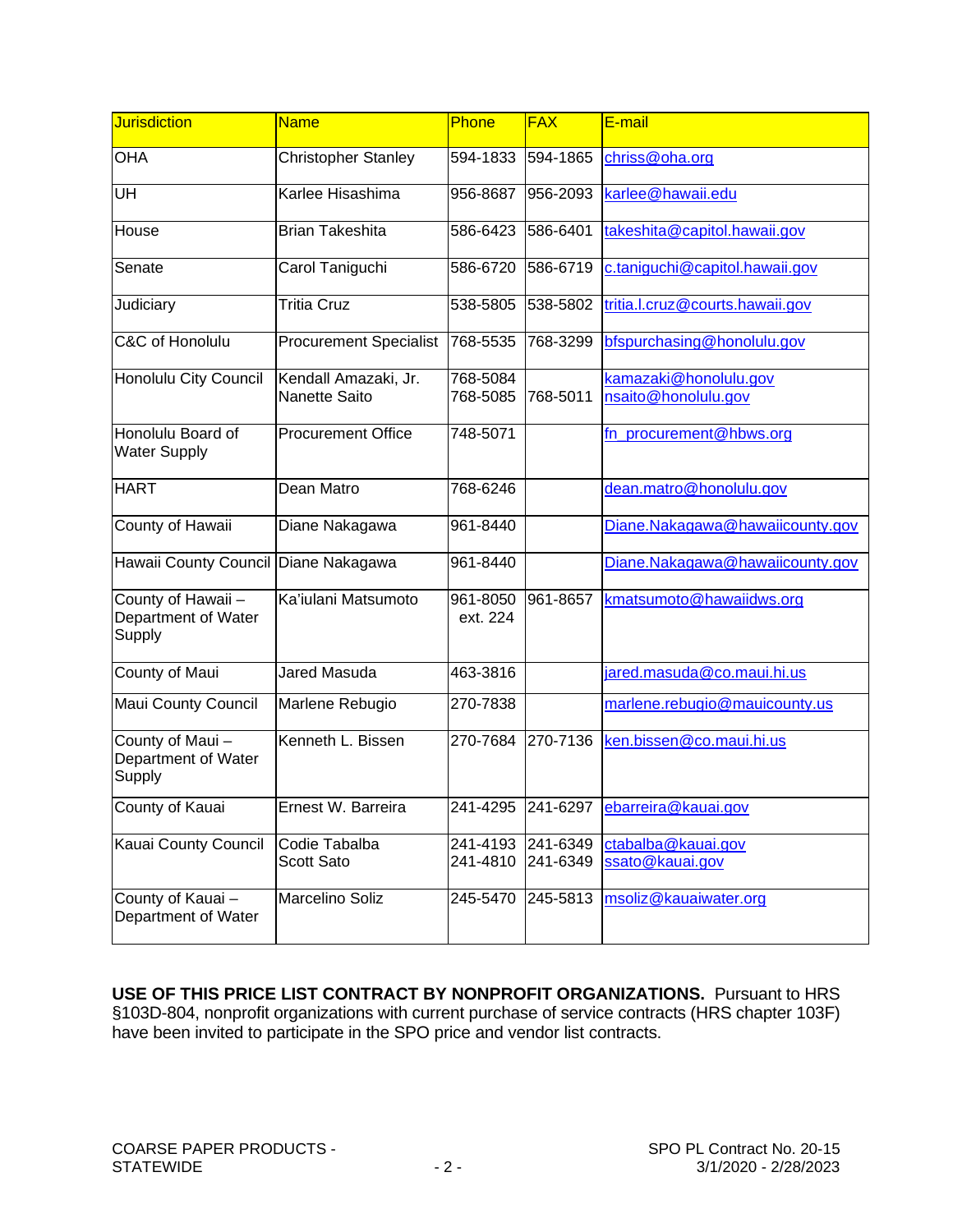| Jurisdiction | Name | Phone | FAX | E-mail |
|---|---|---|---|---|
| OHA | Christopher Stanley | 594-1833 | 594-1865 | chriss@oha.org |
| UH | Karlee Hisashima | 956-8687 | 956-2093 | karlee@hawaii.edu |
| House | Brian Takeshita | 586-6423 | 586-6401 | takeshita@capitol.hawaii.gov |
| Senate | Carol Taniguchi | 586-6720 | 586-6719 | c.taniguchi@capitol.hawaii.gov |
| Judiciary | Tritia Cruz | 538-5805 | 538-5802 | tritia.l.cruz@courts.hawaii.gov |
| C&C of Honolulu | Procurement Specialist | 768-5535 | 768-3299 | bfspurchasing@honolulu.gov |
| Honolulu City Council | Kendall Amazaki, Jr.<br>Nanette Saito | 768-5084<br>768-5085 | 768-5011 | kamazaki@honolulu.gov<br>nsaito@honolulu.gov |
| Honolulu Board of Water Supply | Procurement Office | 748-5071 | | fn_procurement@hbws.org |
| HART | Dean Matro | 768-6246 | | dean.matro@honolulu.gov |
| County of Hawaii | Diane Nakagawa | 961-8440 | | Diane.Nakagawa@hawaiicounty.gov |
| Hawaii County Council | Diane Nakagawa | 961-8440 | | Diane.Nakagawa@hawaiicounty.gov |
| County of Hawaii – Department of Water Supply | Ka'iulani Matsumoto | 961-8050 ext. 224 | 961-8657 | kmatsumoto@hawaiidws.org |
| County of Maui | Jared Masuda | 463-3816 | | jared.masuda@co.maui.hi.us |
| Maui County Council | Marlene Rebugio | 270-7838 | | marlene.rebugio@mauicounty.us |
| County of Maui – Department of Water Supply | Kenneth L. Bissen | 270-7684 | 270-7136 | ken.bissen@co.maui.hi.us |
| County of Kauai | Ernest W. Barreira | 241-4295 | 241-6297 | ebarreira@kauai.gov |
| Kauai County Council | Codie Tabalba<br>Scott Sato | 241-4193<br>241-4810 | 241-6349<br>241-6349 | ctabalba@kauai.gov<br>ssato@kauai.gov |
| County of Kauai – Department of Water | Marcelino Soliz | 245-5470 | 245-5813 | msoliz@kauaiwater.org |

**USE OF THIS PRICE LIST CONTRACT BY NONPROFIT ORGANIZATIONS.** Pursuant to HRS §103D-804, nonprofit organizations with current purchase of service contracts (HRS chapter 103F) have been invited to participate in the SPO price and vendor list contracts.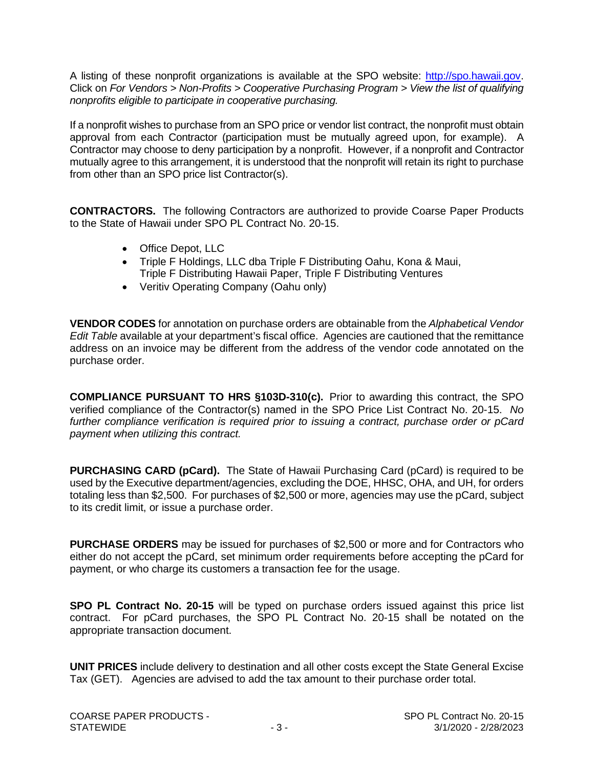A listing of these nonprofit organizations is available at the SPO website: [http://spo.hawaii.gov](http://spo.hawaii.gov). Click on *For Vendors > Non-Profits > Cooperative Purchasing Program > View the list of qualifying nonprofits eligible to participate in cooperative purchasing.*

If a nonprofit wishes to purchase from an SPO price or vendor list contract, the nonprofit must obtain approval from each Contractor (participation must be mutually agreed upon, for example). A Contractor may choose to deny participation by a nonprofit. However, if a nonprofit and Contractor mutually agree to this arrangement, it is understood that the nonprofit will retain its right to purchase from other than an SPO price list Contractor(s).

**CONTRACTORS.** The following Contractors are authorized to provide Coarse Paper Products to the State of Hawaii under SPO PL Contract No. 20-15.

- Office Depot, LLC
- Triple F Holdings, LLC dba Triple F Distributing Oahu, Kona & Maui, Triple F Distributing Hawaii Paper, Triple F Distributing Ventures
- Veritiv Operating Company (Oahu only)

**VENDOR CODES** for annotation on purchase orders are obtainable from the *Alphabetical Vendor Edit Table* available at your department's fiscal office. Agencies are cautioned that the remittance address on an invoice may be different from the address of the vendor code annotated on the purchase order.

**COMPLIANCE PURSUANT TO HRS §103D-310(c).** Prior to awarding this contract, the SPO verified compliance of the Contractor(s) named in the SPO Price List Contract No. 20-15. *No further compliance verification is required prior to issuing a contract, purchase order or pCard payment when utilizing this contract.*

**PURCHASING CARD (pCard).** The State of Hawaii Purchasing Card (pCard) is required to be used by the Executive department/agencies, excluding the DOE, HHSC, OHA, and UH, for orders totaling less than $2,500. For purchases of $2,500 or more, agencies may use the pCard, subject to its credit limit, or issue a purchase order.

**PURCHASE ORDERS** may be issued for purchases of $2,500 or more and for Contractors who either do not accept the pCard, set minimum order requirements before accepting the pCard for payment, or who charge its customers a transaction fee for the usage.

**SPO PL Contract No. 20-15** will be typed on purchase orders issued against this price list contract. For pCard purchases, the SPO PL Contract No. 20-15 shall be notated on the appropriate transaction document.

**UNIT PRICES** include delivery to destination and all other costs except the State General Excise Tax (GET). Agencies are advised to add the tax amount to their purchase order total.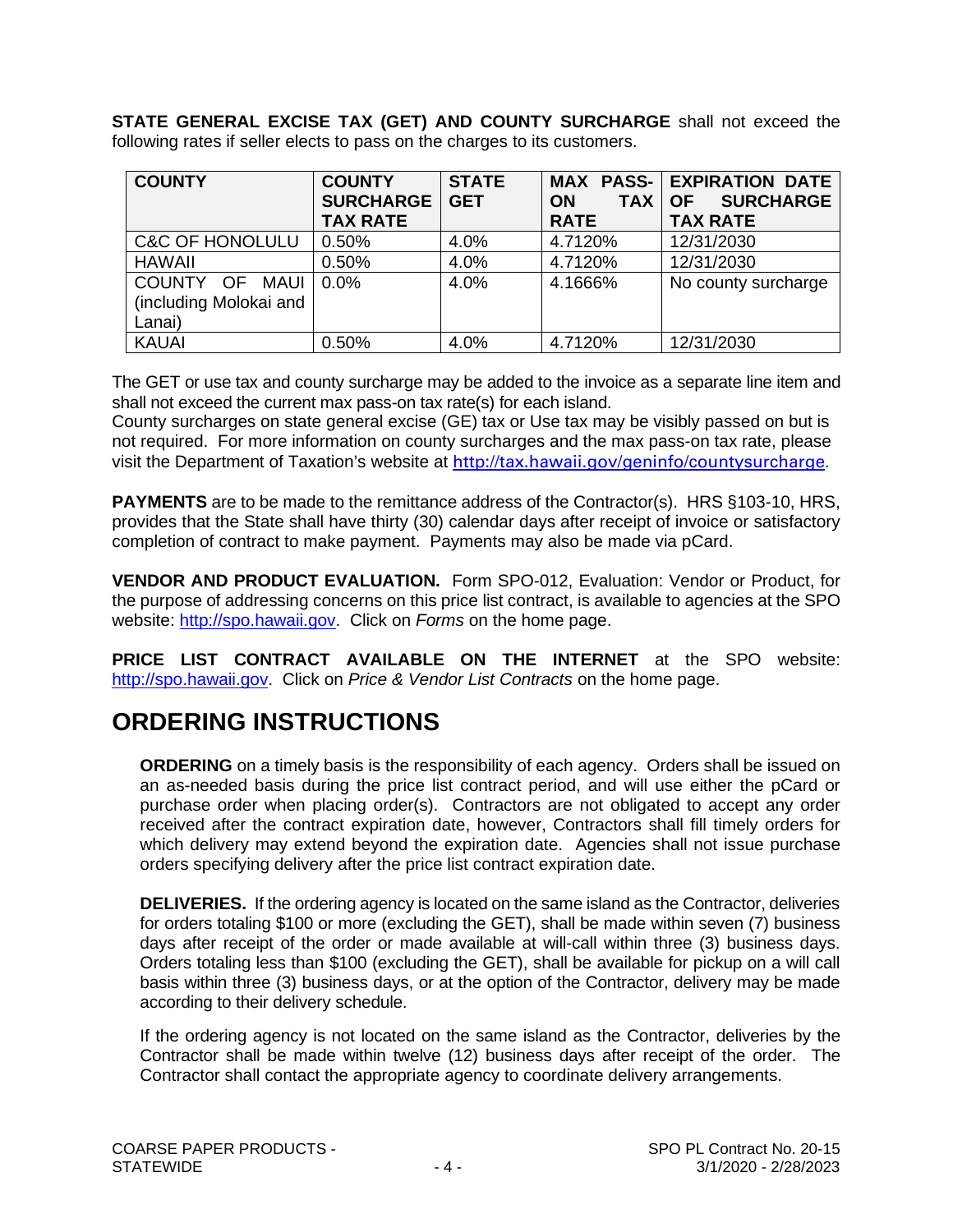**STATE GENERAL EXCISE TAX (GET) AND COUNTY SURCHARGE** shall not exceed the following rates if seller elects to pass on the charges to its customers.

| COUNTY | COUNTY SURCHARGE TAX RATE | STATE GET | MAX PASS-ON TAX RATE | EXPIRATION DATE OF SURCHARGE TAX RATE |
|---|---|---|---|---|
| C&C OF HONOLULU | 0.50% | 4.0% | 4.7120% | 12/31/2030 |
| HAWAII | 0.50% | 4.0% | 4.7120% | 12/31/2030 |
| COUNTY OF MAUI (including Molokai and Lanai) | 0.0% | 4.0% | 4.1666% | No county surcharge |
| KAUAI | 0.50% | 4.0% | 4.7120% | 12/31/2030 |

The GET or use tax and county surcharge may be added to the invoice as a separate line item and shall not exceed the current max pass-on tax rate(s) for each island.
County surcharges on state general excise (GE) tax or Use tax may be visibly passed on but is not required. For more information on county surcharges and the max pass-on tax rate, please visit the Department of Taxation's website at http://tax.hawaii.gov/geninfo/countysurcharge.

**PAYMENTS** are to be made to the remittance address of the Contractor(s). HRS §103-10, HRS, provides that the State shall have thirty (30) calendar days after receipt of invoice or satisfactory completion of contract to make payment. Payments may also be made via pCard.

**VENDOR AND PRODUCT EVALUATION.** Form SPO-012, Evaluation: Vendor or Product, for the purpose of addressing concerns on this price list contract, is available to agencies at the SPO website: http://spo.hawaii.gov. Click on *Forms* on the home page.

**PRICE LIST CONTRACT AVAILABLE ON THE INTERNET** at the SPO website: http://spo.hawaii.gov. Click on *Price & Vendor List Contracts* on the home page.

# ORDERING INSTRUCTIONS

**ORDERING** on a timely basis is the responsibility of each agency. Orders shall be issued on an as-needed basis during the price list contract period, and will use either the pCard or purchase order when placing order(s). Contractors are not obligated to accept any order received after the contract expiration date, however, Contractors shall fill timely orders for which delivery may extend beyond the expiration date. Agencies shall not issue purchase orders specifying delivery after the price list contract expiration date.

**DELIVERIES.** If the ordering agency is located on the same island as the Contractor, deliveries for orders totaling $100 or more (excluding the GET), shall be made within seven (7) business days after receipt of the order or made available at will-call within three (3) business days. Orders totaling less than $100 (excluding the GET), shall be available for pickup on a will call basis within three (3) business days, or at the option of the Contractor, delivery may be made according to their delivery schedule.

If the ordering agency is not located on the same island as the Contractor, deliveries by the Contractor shall be made within twelve (12) business days after receipt of the order. The Contractor shall contact the appropriate agency to coordinate delivery arrangements.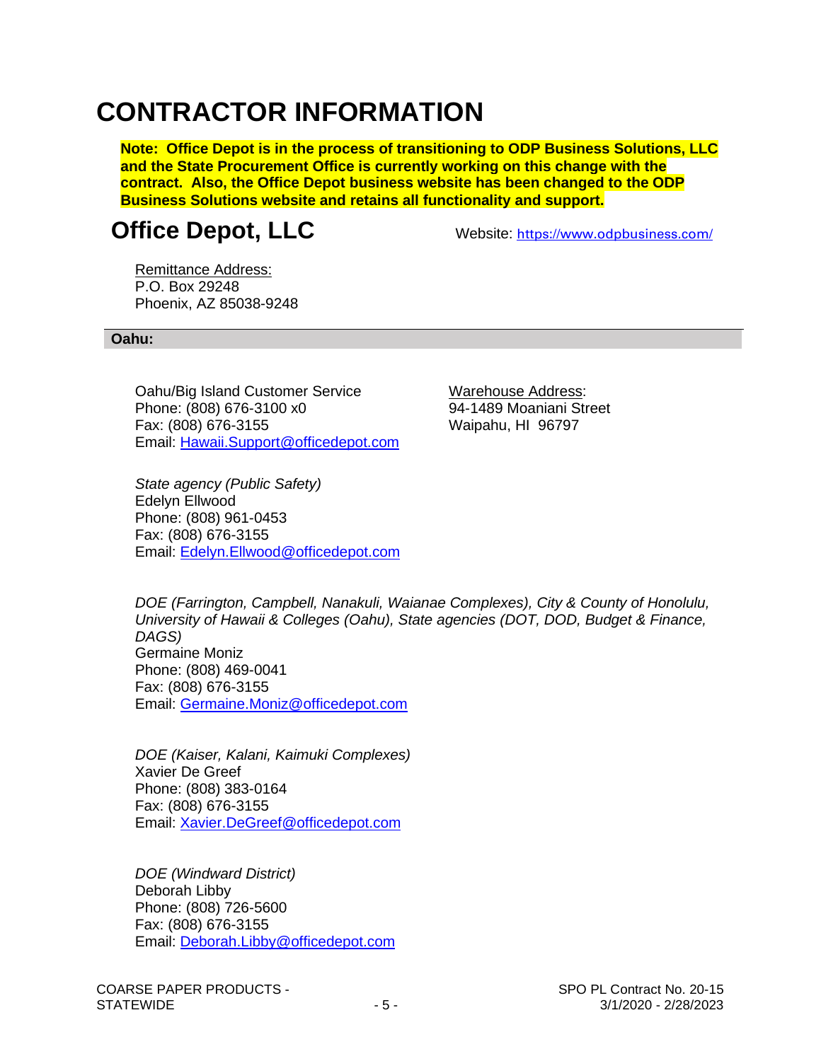# CONTRACTOR INFORMATION

**Note: Office Depot is in the process of transitioning to ODP Business Solutions, LLC and the State Procurement Office is currently working on this change with the contract. Also, the Office Depot business website has been changed to the ODP Business Solutions website and retains all functionality and support.**

## Office Depot, LLC

Website: https://www.odpbusiness.com/

Remittance Address:
P.O. Box 29248
Phoenix, AZ 85038-9248

**Oahu:**

Oahu/Big Island Customer Service
Phone: (808) 676-3100 x0
Fax: (808) 676-3155
Email: Hawaii.Support@officedepot.com

Warehouse Address:
94-1489 Moaniani Street
Waipahu, HI 96797

*State agency (Public Safety)*
Edelyn Ellwood
Phone: (808) 961-0453
Fax: (808) 676-3155
Email: Edelyn.Ellwood@officedepot.com

*DOE (Farrington, Campbell, Nanakuli, Waianae Complexes), City & County of Honolulu, University of Hawaii & Colleges (Oahu), State agencies (DOT, DOD, Budget & Finance, DAGS)*
Germaine Moniz
Phone: (808) 469-0041
Fax: (808) 676-3155
Email: Germaine.Moniz@officedepot.com

*DOE (Kaiser, Kalani, Kaimuki Complexes)*
Xavier De Greef
Phone: (808) 383-0164
Fax: (808) 676-3155
Email: Xavier.DeGreef@officedepot.com

*DOE (Windward District)*
Deborah Libby
Phone: (808) 726-5600
Fax: (808) 676-3155
Email: Deborah.Libby@officedepot.com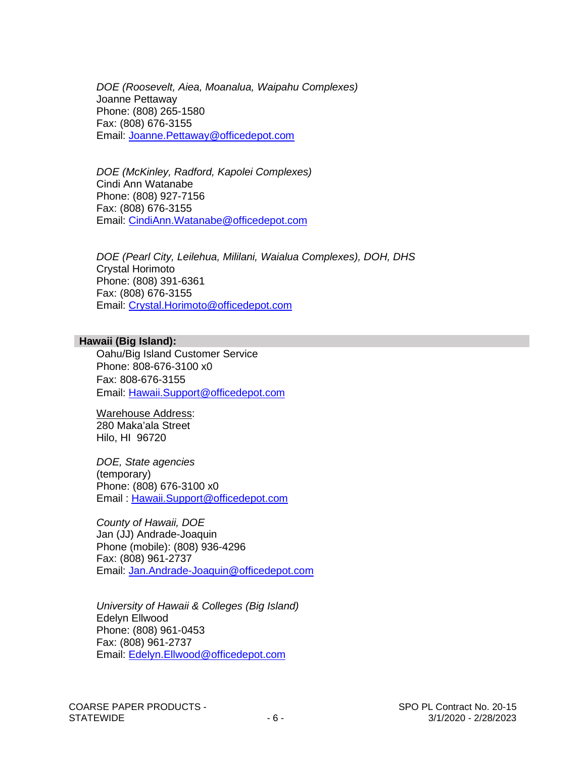*DOE (Roosevelt, Aiea, Moanalua, Waipahu Complexes)*
Joanne Pettaway
Phone: (808) 265-1580
Fax: (808) 676-3155
Email: Joanne.Pettaway@officedepot.com

*DOE (McKinley, Radford, Kapolei Complexes)*
Cindi Ann Watanabe
Phone: (808) 927-7156
Fax: (808) 676-3155
Email: CindiAnn.Watanabe@officedepot.com

*DOE (Pearl City, Leilehua, Mililani, Waialua Complexes), DOH, DHS*
Crystal Horimoto
Phone: (808) 391-6361
Fax: (808) 676-3155
Email: Crystal.Horimoto@officedepot.com

**Hawaii (Big Island):**

Oahu/Big Island Customer Service
Phone: 808-676-3100 x0
Fax: 808-676-3155
Email: Hawaii.Support@officedepot.com

Warehouse Address:
280 Maka'ala Street
Hilo, HI 96720

*DOE, State agencies*
(temporary)
Phone: (808) 676-3100 x0
Email : Hawaii.Support@officedepot.com

*County of Hawaii, DOE*
Jan (JJ) Andrade-Joaquin
Phone (mobile): (808) 936-4296
Fax: (808) 961-2737
Email: Jan.Andrade-Joaquin@officedepot.com

*University of Hawaii & Colleges (Big Island)*
Edelyn Ellwood
Phone: (808) 961-0453
Fax: (808) 961-2737
Email: Edelyn.Ellwood@officedepot.com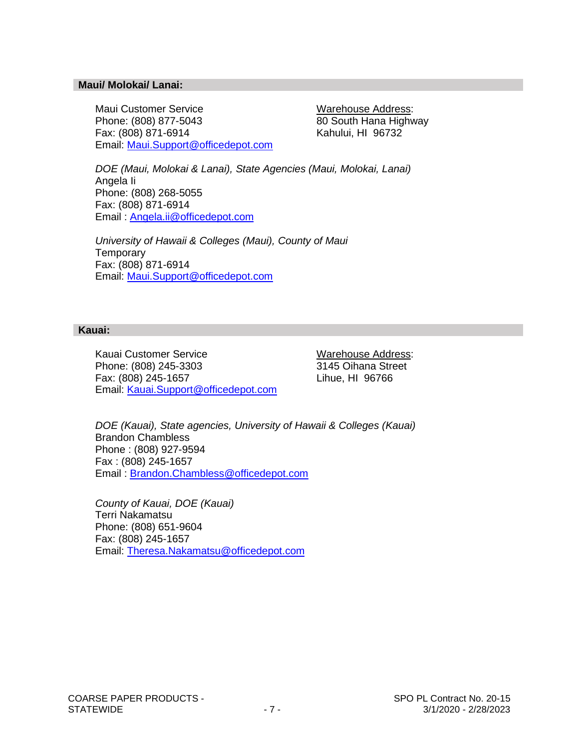### Maui/ Molokai/ Lanai:

Maui Customer Service
Phone: (808) 877-5043
Fax: (808) 871-6914
Email: Maui.Support@officedepot.com

Warehouse Address:
80 South Hana Highway
Kahului, HI 96732

*DOE (Maui, Molokai & Lanai), State Agencies (Maui, Molokai, Lanai)*
Angela Ii
Phone: (808) 268-5055
Fax: (808) 871-6914
Email : Angela.ii@officedepot.com

*University of Hawaii & Colleges (Maui), County of Maui*
Temporary
Fax: (808) 871-6914
Email: Maui.Support@officedepot.com

### Kauai:

Kauai Customer Service
Phone: (808) 245-3303
Fax: (808) 245-1657
Email: Kauai.Support@officedepot.com

Warehouse Address:
3145 Oihana Street
Lihue, HI 96766

*DOE (Kauai), State agencies, University of Hawaii & Colleges (Kauai)*
Brandon Chambless
Phone : (808) 927-9594
Fax : (808) 245-1657
Email : Brandon.Chambless@officedepot.com

*County of Kauai, DOE (Kauai)*
Terri Nakamatsu
Phone: (808) 651-9604
Fax: (808) 245-1657
Email: Theresa.Nakamatsu@officedepot.com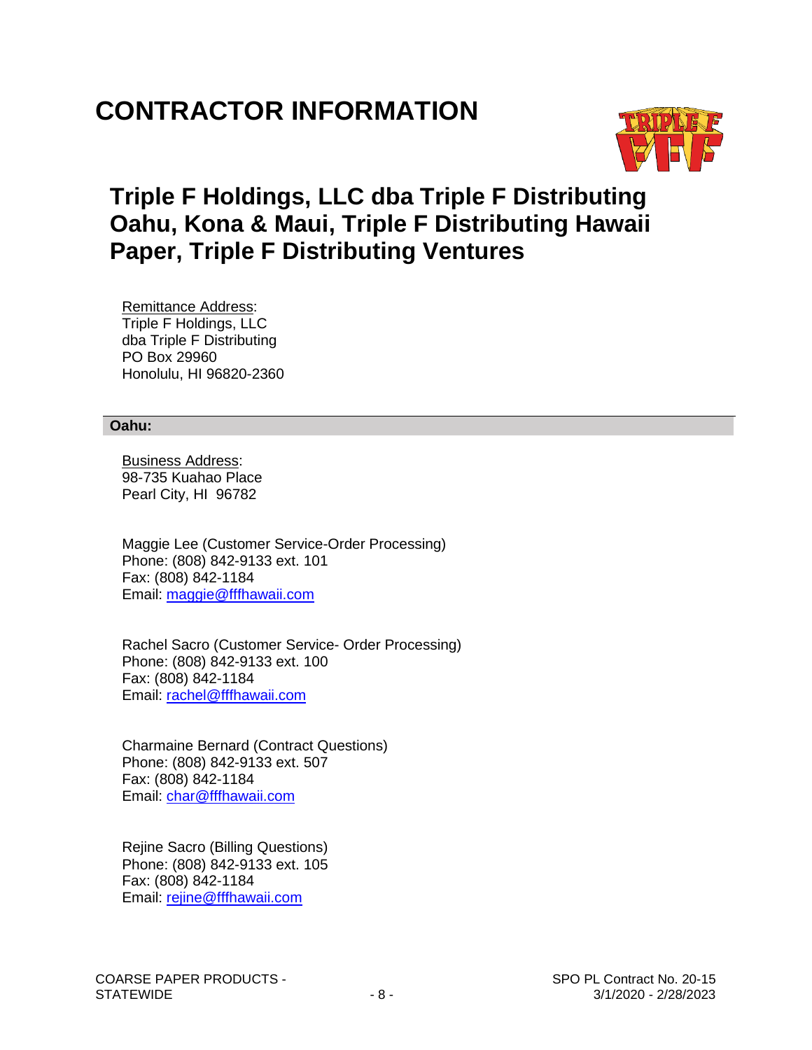# CONTRACTOR INFORMATION

## Triple F Holdings, LLC dba Triple F Distributing Oahu, Kona & Maui, Triple F Distributing Hawaii Paper, Triple F Distributing Ventures

Remittance Address:
Triple F Holdings, LLC
dba Triple F Distributing
PO Box 29960
Honolulu, HI 96820-2360

**Oahu:**

Business Address:
98-735 Kuahao Place
Pearl City, HI 96782

Maggie Lee (Customer Service-Order Processing)
Phone: (808) 842-9133 ext. 101
Fax: (808) 842-1184
Email: maggie@fffhawaii.com

Rachel Sacro (Customer Service- Order Processing)
Phone: (808) 842-9133 ext. 100
Fax: (808) 842-1184
Email: rachel@fffhawaii.com

Charmaine Bernard (Contract Questions)
Phone: (808) 842-9133 ext. 507
Fax: (808) 842-1184
Email: char@fffhawaii.com

Rejine Sacro (Billing Questions)
Phone: (808) 842-9133 ext. 105
Fax: (808) 842-1184
Email: rejine@fffhawaii.com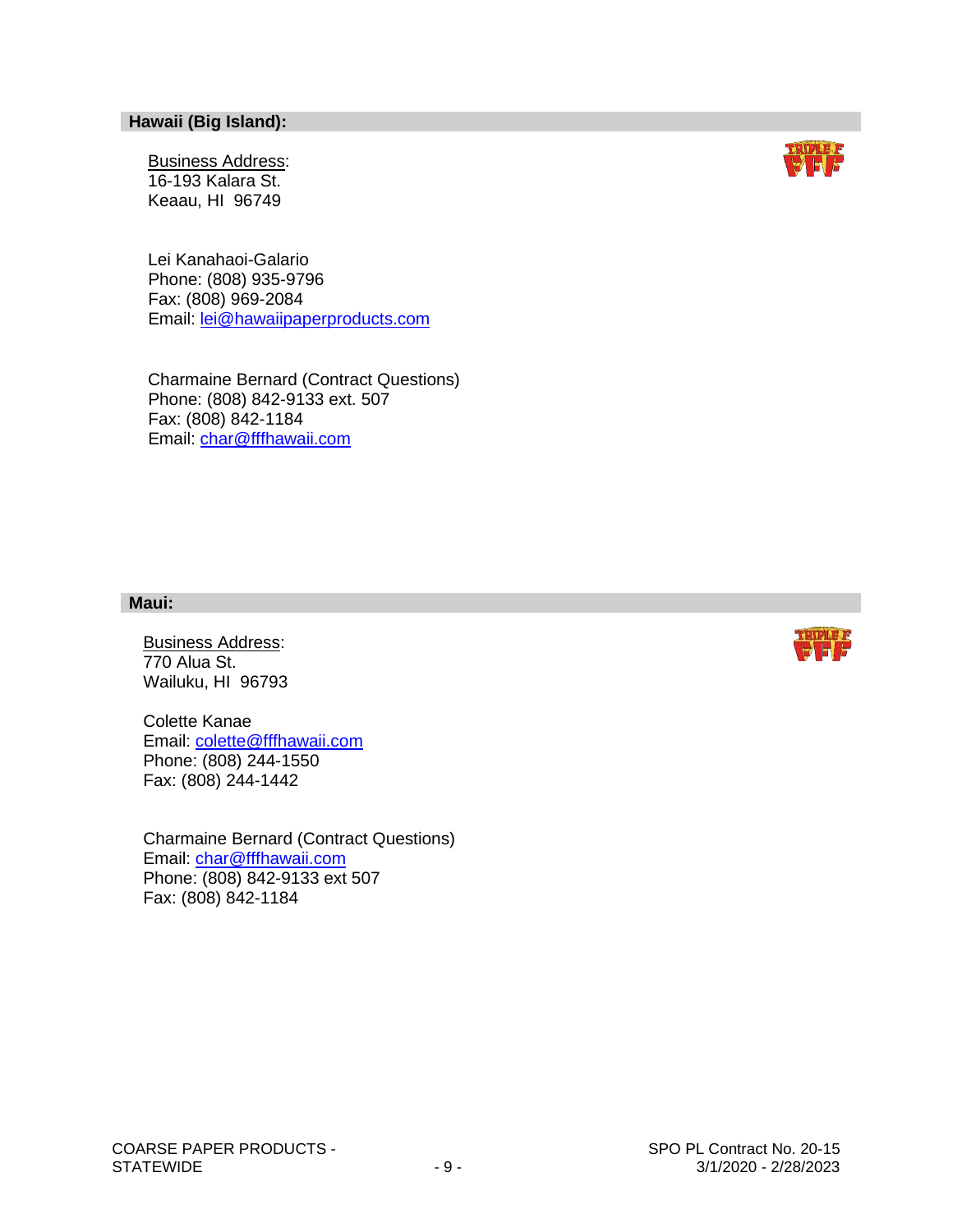## Hawaii (Big Island):

Business Address:
16-193 Kalara St.
Keaau, HI 96749

Lei Kanahaoi-Galario
Phone: (808) 935-9796
Fax: (808) 969-2084
Email: lei@hawaiipaperproducts.com

Charmaine Bernard (Contract Questions)
Phone: (808) 842-9133 ext. 507
Fax: (808) 842-1184
Email: char@fffhawaii.com

## Maui:

Business Address:
770 Alua St.
Wailuku, HI 96793

Colette Kanae
Email: colette@fffhawaii.com
Phone: (808) 244-1550
Fax: (808) 244-1442

Charmaine Bernard (Contract Questions)
Email: char@fffhawaii.com
Phone: (808) 842-9133 ext 507
Fax: (808) 842-1184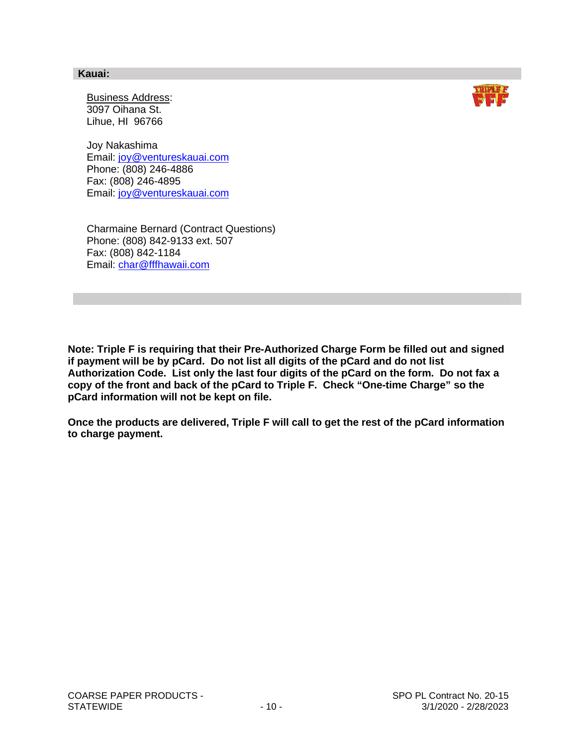**Kauai:**

Business Address:
3097 Oihana St.
Lihue, HI 96766

Joy Nakashima
Email: joy@ventureskauai.com
Phone: (808) 246-4886
Fax: (808) 246-4895
Email: joy@ventureskauai.com

Charmaine Bernard (Contract Questions)
Phone: (808) 842-9133 ext. 507
Fax: (808) 842-1184
Email: char@fffhawaii.com

**Note: Triple F is requiring that their Pre-Authorized Charge Form be filled out and signed if payment will be by pCard. Do not list all digits of the pCard and do not list Authorization Code. List only the last four digits of the pCard on the form. Do not fax a copy of the front and back of the pCard to Triple F. Check "One-time Charge" so the pCard information will not be kept on file.**

**Once the products are delivered, Triple F will call to get the rest of the pCard information to charge payment.**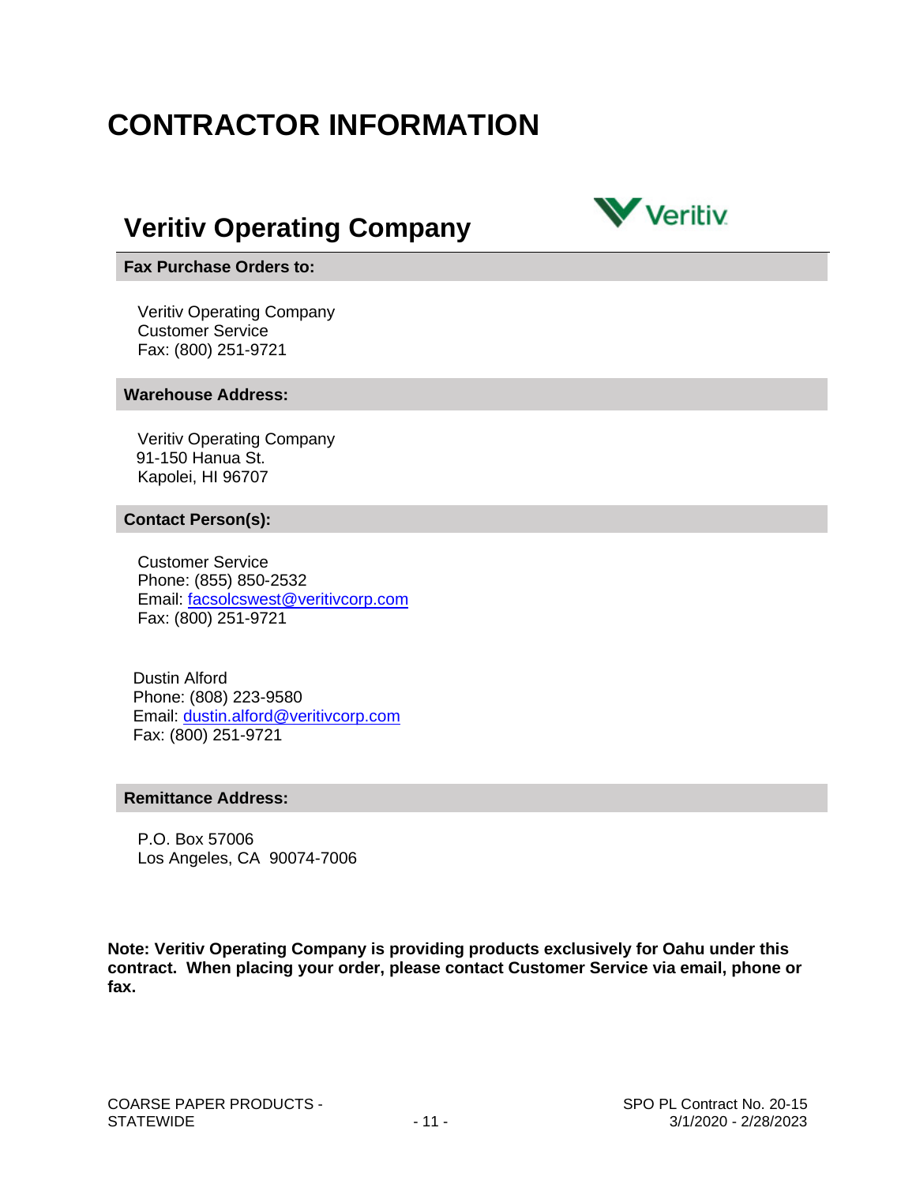# CONTRACTOR INFORMATION

## Veritiv Operating Company

**Fax Purchase Orders to:**

Veritiv Operating Company
Customer Service
Fax: (800) 251-9721

**Warehouse Address:**

Veritiv Operating Company
91-150 Hanua St.
Kapolei, HI 96707

**Contact Person(s):**

Customer Service
Phone: (855) 850-2532
Email: facsolcswest@veritivcorp.com
Fax: (800) 251-9721

Dustin Alford
Phone: (808) 223-9580
Email: dustin.alford@veritivcorp.com
Fax: (800) 251-9721

**Remittance Address:**

P.O. Box 57006
Los Angeles, CA 90074-7006

**Note: Veritiv Operating Company is providing products exclusively for Oahu under this contract. When placing your order, please contact Customer Service via email, phone or fax.**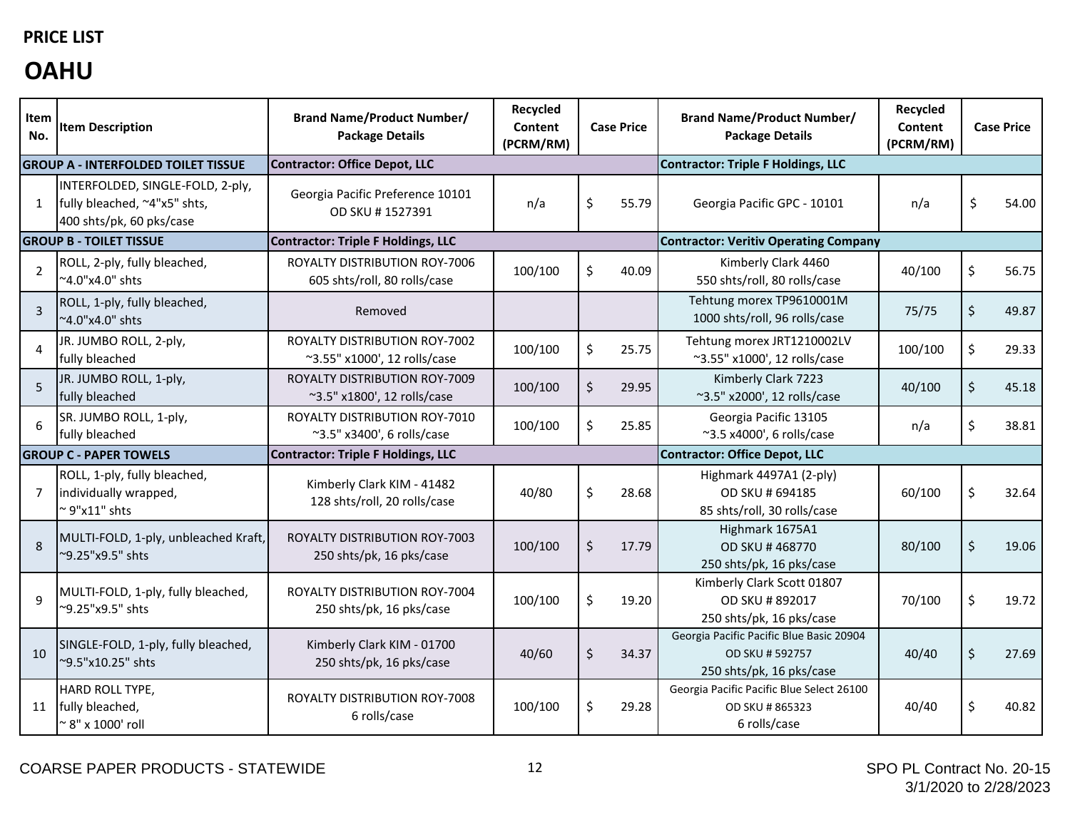**PRICE LIST**

# OAHU

| Item No. | Item Description | Brand Name/Product Number/ Package Details | Recycled Content (PCRM/RM) | Case Price | Brand Name/Product Number/ Package Details | Recycled Content (PCRM/RM) | Case Price |
|---|---|---|---|---|---|---|---|
| **GROUP A - INTERFOLDED TOILET TISSUE** | | **Contractor: Office Depot, LLC** | | | **Contractor: Triple F Holdings, LLC** | | |
| 1 | INTERFOLDED, SINGLE-FOLD, 2-ply, fully bleached, ~4"x5" shts, 400 shts/pk, 60 pks/case | Georgia Pacific Preference 10101 OD SKU # 1527391 | n/a | $ 55.79 | Georgia Pacific GPC - 10101 | n/a | $ 54.00 |
| **GROUP B - TOILET TISSUE** | | **Contractor: Triple F Holdings, LLC** | | | **Contractor: Veritiv Operating Company** | | |
| 2 | ROLL, 2-ply, fully bleached, ~4.0"x4.0" shts | ROYALTY DISTRIBUTION ROY-7006 605 shts/roll, 80 rolls/case | 100/100 | $ 40.09 | Kimberly Clark 4460 550 shts/roll, 80 rolls/case | 40/100 | $ 56.75 |
| 3 | ROLL, 1-ply, fully bleached, ~4.0"x4.0" shts | Removed | | | Tehtung morex TP9610001M 1000 shts/roll, 96 rolls/case | 75/75 | $ 49.87 |
| 4 | JR. JUMBO ROLL, 2-ply, fully bleached | ROYALTY DISTRIBUTION ROY-7002 ~3.55" x1000', 12 rolls/case | 100/100 | $ 25.75 | Tehtung morex JRT1210002LV ~3.55" x1000', 12 rolls/case | 100/100 | $ 29.33 |
| 5 | JR. JUMBO ROLL, 1-ply, fully bleached | ROYALTY DISTRIBUTION ROY-7009 ~3.5" x1800', 12 rolls/case | 100/100 | $ 29.95 | Kimberly Clark 7223 ~3.5" x2000', 12 rolls/case | 40/100 | $ 45.18 |
| 6 | SR. JUMBO ROLL, 1-ply, fully bleached | ROYALTY DISTRIBUTION ROY-7010 ~3.5" x3400', 6 rolls/case | 100/100 | $ 25.85 | Georgia Pacific 13105 ~3.5 x4000', 6 rolls/case | n/a | $ 38.81 |
| **GROUP C - PAPER TOWELS** | | **Contractor: Triple F Holdings, LLC** | | | **Contractor: Office Depot, LLC** | | |
| 7 | ROLL, 1-ply, fully bleached, individually wrapped, ~ 9"x11" shts | Kimberly Clark KIM - 41482 128 shts/roll, 20 rolls/case | 40/80 | $ 28.68 | Highmark 4497A1 (2-ply) OD SKU # 694185 85 shts/roll, 30 rolls/case | 60/100 | $ 32.64 |
| 8 | MULTI-FOLD, 1-ply, unbleached Kraft, ~9.25"x9.5" shts | ROYALTY DISTRIBUTION ROY-7003 250 shts/pk, 16 pks/case | 100/100 | $ 17.79 | Highmark 1675A1 OD SKU # 468770 250 shts/pk, 16 pks/case | 80/100 | $ 19.06 |
| 9 | MULTI-FOLD, 1-ply, fully bleached, ~9.25"x9.5" shts | ROYALTY DISTRIBUTION ROY-7004 250 shts/pk, 16 pks/case | 100/100 | $ 19.20 | Kimberly Clark Scott 01807 OD SKU # 892017 250 shts/pk, 16 pks/case | 70/100 | $ 19.72 |
| 10 | SINGLE-FOLD, 1-ply, fully bleached, ~9.5"x10.25" shts | Kimberly Clark KIM - 01700 250 shts/pk, 16 pks/case | 40/60 | $ 34.37 | Georgia Pacific Pacific Blue Basic 20904 OD SKU # 592757 250 shts/pk, 16 pks/case | 40/40 | $ 27.69 |
| 11 | HARD ROLL TYPE, fully bleached, ~ 8" x 1000' roll | ROYALTY DISTRIBUTION ROY-7008 6 rolls/case | 100/100 | $ 29.28 | Georgia Pacific Pacific Blue Select 26100 OD SKU # 865323 6 rolls/case | 40/40 | $ 40.82 |

COARSE PAPER PRODUCTS - STATEWIDE

SPO PL Contract No. 20-15
3/1/2020 to 2/28/2023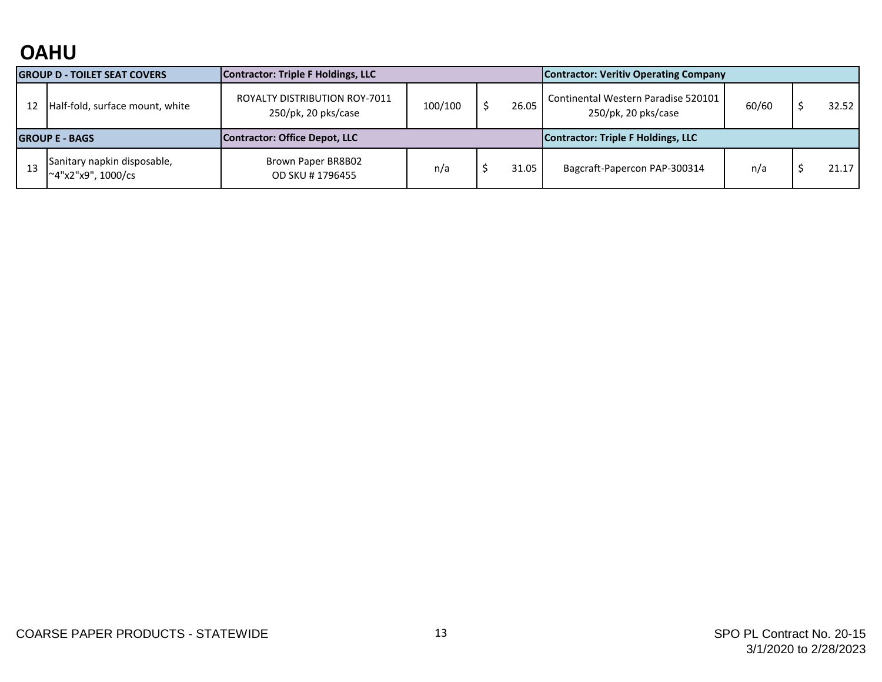# OAHU

| GROUP D - TOILET SEAT COVERS | | Contractor: Triple F Holdings, LLC | | | Contractor: Veritiv Operating Company | | |
|---|---|---|---|---|---|---|---|
| 12 | Half-fold, surface mount, white | ROYALTY DISTRIBUTION ROY-7011 250/pk, 20 pks/case | 100/100 | $ 26.05 | Continental Western Paradise 520101 250/pk, 20 pks/case | 60/60 | $ 32.52 |
| **GROUP E - BAGS** | | **Contractor: Office Depot, LLC** | | | **Contractor: Triple F Holdings, LLC** | | |
| 13 | Sanitary napkin disposable, ~4"x2"x9", 1000/cs | Brown Paper BR8B02 OD SKU # 1796455 | n/a | $ 31.05 | Bagcraft-Papercon PAP-300314 | n/a | $ 21.17 |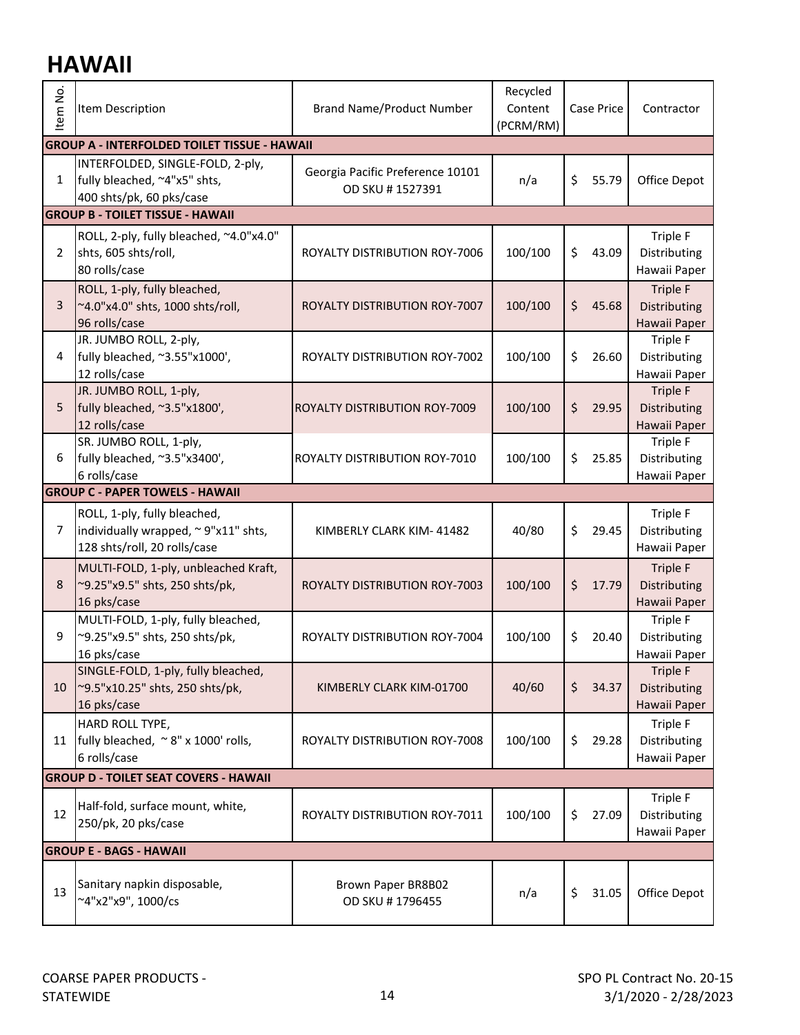# HAWAII

| Item No. | Item Description | Brand Name/Product Number | Recycled Content (PCRM/RM) | Case Price | Contractor |
|---|---|---|---|---|---|
| **GROUP A - INTERFOLDED TOILET TISSUE - HAWAII** | | | | | |
| 1 | INTERFOLDED, SINGLE-FOLD, 2-ply, fully bleached, ~4"x5" shts, 400 shts/pk, 60 pks/case | Georgia Pacific Preference 10101 OD SKU # 1527391 | n/a | $ 55.79 | Office Depot |
| **GROUP B - TOILET TISSUE - HAWAII** | | | | | |
| 2 | ROLL, 2-ply, fully bleached, ~4.0"x4.0" shts, 605 shts/roll, 80 rolls/case | ROYALTY DISTRIBUTION ROY-7006 | 100/100 | $ 43.09 | Triple F Distributing Hawaii Paper |
| 3 | ROLL, 1-ply, fully bleached, ~4.0"x4.0" shts, 1000 shts/roll, 96 rolls/case | ROYALTY DISTRIBUTION ROY-7007 | 100/100 | $ 45.68 | Triple F Distributing Hawaii Paper |
| 4 | JR. JUMBO ROLL, 2-ply, fully bleached, ~3.55"x1000', 12 rolls/case | ROYALTY DISTRIBUTION ROY-7002 | 100/100 | $ 26.60 | Triple F Distributing Hawaii Paper |
| 5 | JR. JUMBO ROLL, 1-ply, fully bleached, ~3.5"x1800', 12 rolls/case | ROYALTY DISTRIBUTION ROY-7009 | 100/100 | $ 29.95 | Triple F Distributing Hawaii Paper |
| 6 | SR. JUMBO ROLL, 1-ply, fully bleached, ~3.5"x3400', 6 rolls/case | ROYALTY DISTRIBUTION ROY-7010 | 100/100 | $ 25.85 | Triple F Distributing Hawaii Paper |
| **GROUP C - PAPER TOWELS - HAWAII** | | | | | |
| 7 | ROLL, 1-ply, fully bleached, individually wrapped, ~ 9"x11" shts, 128 shts/roll, 20 rolls/case | KIMBERLY CLARK KIM- 41482 | 40/80 | $ 29.45 | Triple F Distributing Hawaii Paper |
| 8 | MULTI-FOLD, 1-ply, unbleached Kraft, ~9.25"x9.5" shts, 250 shts/pk, 16 pks/case | ROYALTY DISTRIBUTION ROY-7003 | 100/100 | $ 17.79 | Triple F Distributing Hawaii Paper |
| 9 | MULTI-FOLD, 1-ply, fully bleached, ~9.25"x9.5" shts, 250 shts/pk, 16 pks/case | ROYALTY DISTRIBUTION ROY-7004 | 100/100 | $ 20.40 | Triple F Distributing Hawaii Paper |
| 10 | SINGLE-FOLD, 1-ply, fully bleached, ~9.5"x10.25" shts, 250 shts/pk, 16 pks/case | KIMBERLY CLARK KIM-01700 | 40/60 | $ 34.37 | Triple F Distributing Hawaii Paper |
| 11 | HARD ROLL TYPE, fully bleached, ~ 8" x 1000' rolls, 6 rolls/case | ROYALTY DISTRIBUTION ROY-7008 | 100/100 | $ 29.28 | Triple F Distributing Hawaii Paper |
| **GROUP D - TOILET SEAT COVERS - HAWAII** | | | | | |
| 12 | Half-fold, surface mount, white, 250/pk, 20 pks/case | ROYALTY DISTRIBUTION ROY-7011 | 100/100 | $ 27.09 | Triple F Distributing Hawaii Paper |
| **GROUP E - BAGS - HAWAII** | | | | | |
| 13 | Sanitary napkin disposable, ~4"x2"x9", 1000/cs | Brown Paper BR8B02 OD SKU # 1796455 | n/a | $ 31.05 | Office Depot |

COARSE PAPER PRODUCTS - STATEWIDE

SPO PL Contract No. 20-15
3/1/2020 - 2/28/2023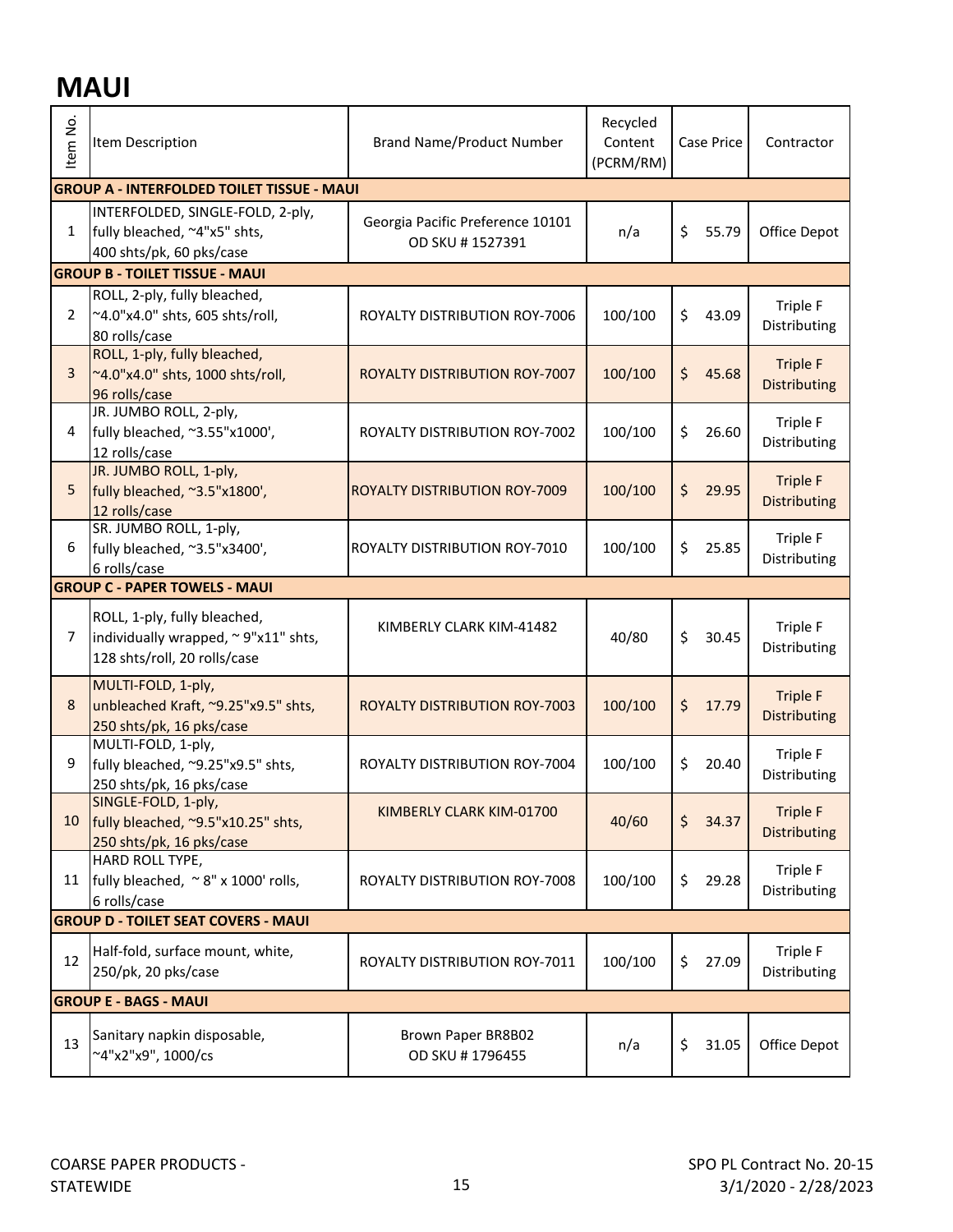# MAUI

| Item No. | Item Description | Brand Name/Product Number | Recycled Content (PCRM/RM) | Case Price | Contractor |
|---|---|---|---|---|---|
| **GROUP A - INTERFOLDED TOILET TISSUE - MAUI** | | | | | |
| 1 | INTERFOLDED, SINGLE-FOLD, 2-ply, fully bleached, ~4"x5" shts, 400 shts/pk, 60 pks/case | Georgia Pacific Preference 10101 OD SKU # 1527391 | n/a | $ 55.79 | Office Depot |
| **GROUP B - TOILET TISSUE - MAUI** | | | | | |
| 2 | ROLL, 2-ply, fully bleached, ~4.0"x4.0" shts, 605 shts/roll, 80 rolls/case | ROYALTY DISTRIBUTION ROY-7006 | 100/100 | $ 43.09 | Triple F Distributing |
| 3 | ROLL, 1-ply, fully bleached, ~4.0"x4.0" shts, 1000 shts/roll, 96 rolls/case | ROYALTY DISTRIBUTION ROY-7007 | 100/100 | $ 45.68 | Triple F Distributing |
| 4 | JR. JUMBO ROLL, 2-ply, fully bleached, ~3.55"x1000', 12 rolls/case | ROYALTY DISTRIBUTION ROY-7002 | 100/100 | $ 26.60 | Triple F Distributing |
| 5 | JR. JUMBO ROLL, 1-ply, fully bleached, ~3.5"x1800', 12 rolls/case | ROYALTY DISTRIBUTION ROY-7009 | 100/100 | $ 29.95 | Triple F Distributing |
| 6 | SR. JUMBO ROLL, 1-ply, fully bleached, ~3.5"x3400', 6 rolls/case | ROYALTY DISTRIBUTION ROY-7010 | 100/100 | $ 25.85 | Triple F Distributing |
| **GROUP C - PAPER TOWELS - MAUI** | | | | | |
| 7 | ROLL, 1-ply, fully bleached, individually wrapped, ~ 9"x11" shts, 128 shts/roll, 20 rolls/case | KIMBERLY CLARK KIM-41482 | 40/80 | $ 30.45 | Triple F Distributing |
| 8 | MULTI-FOLD, 1-ply, unbleached Kraft, ~9.25"x9.5" shts, 250 shts/pk, 16 pks/case | ROYALTY DISTRIBUTION ROY-7003 | 100/100 | $ 17.79 | Triple F Distributing |
| 9 | MULTI-FOLD, 1-ply, fully bleached, ~9.25"x9.5" shts, 250 shts/pk, 16 pks/case | ROYALTY DISTRIBUTION ROY-7004 | 100/100 | $ 20.40 | Triple F Distributing |
| 10 | SINGLE-FOLD, 1-ply, fully bleached, ~9.5"x10.25" shts, 250 shts/pk, 16 pks/case | KIMBERLY CLARK KIM-01700 | 40/60 | $ 34.37 | Triple F Distributing |
| 11 | HARD ROLL TYPE, fully bleached, ~ 8" x 1000' rolls, 6 rolls/case | ROYALTY DISTRIBUTION ROY-7008 | 100/100 | $ 29.28 | Triple F Distributing |
| **GROUP D - TOILET SEAT COVERS - MAUI** | | | | | |
| 12 | Half-fold, surface mount, white, 250/pk, 20 pks/case | ROYALTY DISTRIBUTION ROY-7011 | 100/100 | $ 27.09 | Triple F Distributing |
| **GROUP E - BAGS - MAUI** | | | | | |
| 13 | Sanitary napkin disposable, ~4"x2"x9", 1000/cs | Brown Paper BR8B02 OD SKU # 1796455 | n/a | $ 31.05 | Office Depot |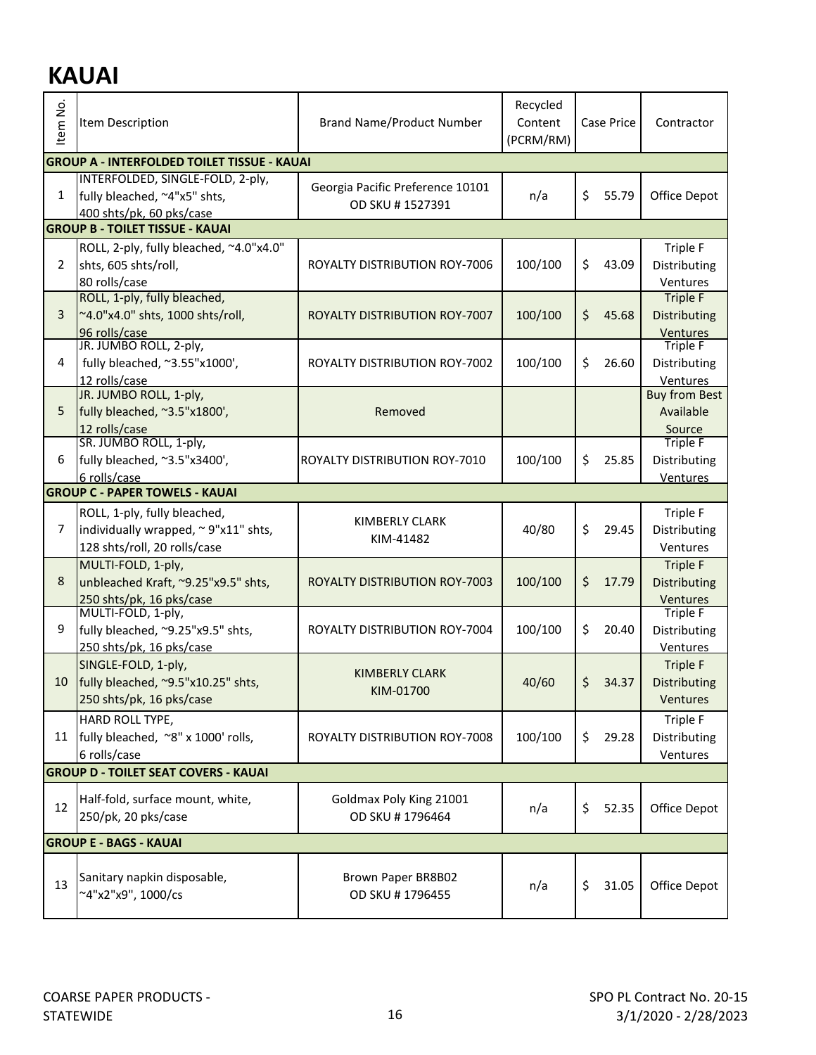# KAUAI

| Item No. | Item Description | Brand Name/Product Number | Recycled Content (PCRM/RM) | Case Price | Contractor |
|---|---|---|---|---|---|
| **GROUP A - INTERFOLDED TOILET TISSUE - KAUAI** | | | | | |
| 1 | INTERFOLDED, SINGLE-FOLD, 2-ply, fully bleached, ~4"x5" shts, 400 shts/pk, 60 pks/case | Georgia Pacific Preference 10101 OD SKU # 1527391 | n/a | $ 55.79 | Office Depot |
| **GROUP B - TOILET TISSUE - KAUAI** | | | | | |
| 2 | ROLL, 2-ply, fully bleached, ~4.0"x4.0" shts, 605 shts/roll, 80 rolls/case | ROYALTY DISTRIBUTION ROY-7006 | 100/100 | $ 43.09 | Triple F Distributing Ventures |
| 3 | ROLL, 1-ply, fully bleached, ~4.0"x4.0" shts, 1000 shts/roll, 96 rolls/case | ROYALTY DISTRIBUTION ROY-7007 | 100/100 | $ 45.68 | Triple F Distributing Ventures |
| 4 | JR. JUMBO ROLL, 2-ply, fully bleached, ~3.55"x1000', 12 rolls/case | ROYALTY DISTRIBUTION ROY-7002 | 100/100 | $ 26.60 | Triple F Distributing Ventures |
| 5 | JR. JUMBO ROLL, 1-ply, fully bleached, ~3.5"x1800', 12 rolls/case | Removed | | | Buy from Best Available Source |
| 6 | SR. JUMBO ROLL, 1-ply, fully bleached, ~3.5"x3400', 6 rolls/case | ROYALTY DISTRIBUTION ROY-7010 | 100/100 | $ 25.85 | Triple F Distributing Ventures |
| **GROUP C - PAPER TOWELS - KAUAI** | | | | | |
| 7 | ROLL, 1-ply, fully bleached, individually wrapped, ~ 9"x11" shts, 128 shts/roll, 20 rolls/case | KIMBERLY CLARK KIM-41482 | 40/80 | $ 29.45 | Triple F Distributing Ventures |
| 8 | MULTI-FOLD, 1-ply, unbleached Kraft, ~9.25"x9.5" shts, 250 shts/pk, 16 pks/case | ROYALTY DISTRIBUTION ROY-7003 | 100/100 | $ 17.79 | Triple F Distributing Ventures |
| 9 | MULTI-FOLD, 1-ply, fully bleached, ~9.25"x9.5" shts, 250 shts/pk, 16 pks/case | ROYALTY DISTRIBUTION ROY-7004 | 100/100 | $ 20.40 | Triple F Distributing Ventures |
| 10 | SINGLE-FOLD, 1-ply, fully bleached, ~9.5"x10.25" shts, 250 shts/pk, 16 pks/case | KIMBERLY CLARK KIM-01700 | 40/60 | $ 34.37 | Triple F Distributing Ventures |
| 11 | HARD ROLL TYPE, fully bleached, ~8" x 1000' rolls, 6 rolls/case | ROYALTY DISTRIBUTION ROY-7008 | 100/100 | $ 29.28 | Triple F Distributing Ventures |
| **GROUP D - TOILET SEAT COVERS - KAUAI** | | | | | |
| 12 | Half-fold, surface mount, white, 250/pk, 20 pks/case | Goldmax Poly King 21001 OD SKU # 1796464 | n/a | $ 52.35 | Office Depot |
| **GROUP E - BAGS - KAUAI** | | | | | |
| 13 | Sanitary napkin disposable, ~4"x2"x9", 1000/cs | Brown Paper BR8B02 OD SKU # 1796455 | n/a | $ 31.05 | Office Depot |

COARSE PAPER PRODUCTS - STATEWIDE

SPO PL Contract No. 20-15
3/1/2020 - 2/28/2023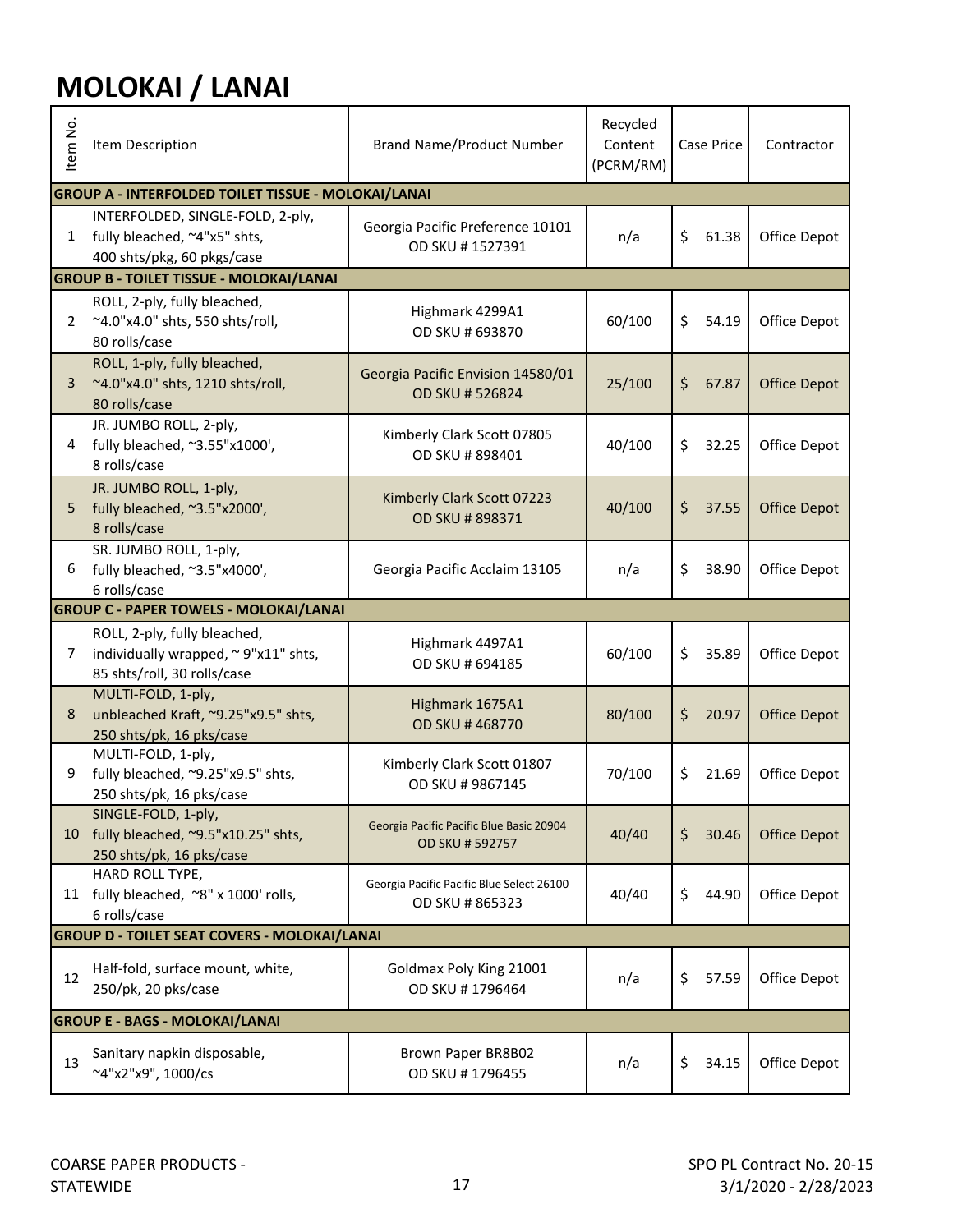# MOLOKAI / LANAI

| Item No. | Item Description | Brand Name/Product Number | Recycled Content (PCRM/RM) | Case Price | Contractor |
|---|---|---|---|---|---|
| **GROUP A - INTERFOLDED TOILET TISSUE - MOLOKAI/LANAI** | | | | | |
| 1 | INTERFOLDED, SINGLE-FOLD, 2-ply, fully bleached, ~4"x5" shts, 400 shts/pkg, 60 pkgs/case | Georgia Pacific Preference 10101 OD SKU # 1527391 | n/a | $ 61.38 | Office Depot |
| **GROUP B - TOILET TISSUE - MOLOKAI/LANAI** | | | | | |
| 2 | ROLL, 2-ply, fully bleached, ~4.0"x4.0" shts, 550 shts/roll, 80 rolls/case | Highmark 4299A1 OD SKU # 693870 | 60/100 | $ 54.19 | Office Depot |
| 3 | ROLL, 1-ply, fully bleached, ~4.0"x4.0" shts, 1210 shts/roll, 80 rolls/case | Georgia Pacific Envision 14580/01 OD SKU # 526824 | 25/100 | $ 67.87 | Office Depot |
| 4 | JR. JUMBO ROLL, 2-ply, fully bleached, ~3.55"x1000', 8 rolls/case | Kimberly Clark Scott 07805 OD SKU # 898401 | 40/100 | $ 32.25 | Office Depot |
| 5 | JR. JUMBO ROLL, 1-ply, fully bleached, ~3.5"x2000', 8 rolls/case | Kimberly Clark Scott 07223 OD SKU # 898371 | 40/100 | $ 37.55 | Office Depot |
| 6 | SR. JUMBO ROLL, 1-ply, fully bleached, ~3.5"x4000', 6 rolls/case | Georgia Pacific Acclaim 13105 | n/a | $ 38.90 | Office Depot |
| **GROUP C - PAPER TOWELS - MOLOKAI/LANAI** | | | | | |
| 7 | ROLL, 2-ply, fully bleached, individually wrapped, ~ 9"x11" shts, 85 shts/roll, 30 rolls/case | Highmark 4497A1 OD SKU # 694185 | 60/100 | $ 35.89 | Office Depot |
| 8 | MULTI-FOLD, 1-ply, unbleached Kraft, ~9.25"x9.5" shts, 250 shts/pk, 16 pks/case | Highmark 1675A1 OD SKU # 468770 | 80/100 | $ 20.97 | Office Depot |
| 9 | MULTI-FOLD, 1-ply, fully bleached, ~9.25"x9.5" shts, 250 shts/pk, 16 pks/case | Kimberly Clark Scott 01807 OD SKU # 9867145 | 70/100 | $ 21.69 | Office Depot |
| 10 | SINGLE-FOLD, 1-ply, fully bleached, ~9.5"x10.25" shts, 250 shts/pk, 16 pks/case | Georgia Pacific Pacific Blue Basic 20904 OD SKU # 592757 | 40/40 | $ 30.46 | Office Depot |
| 11 | HARD ROLL TYPE, fully bleached, ~8" x 1000' rolls, 6 rolls/case | Georgia Pacific Pacific Blue Select 26100 OD SKU # 865323 | 40/40 | $ 44.90 | Office Depot |
| **GROUP D - TOILET SEAT COVERS - MOLOKAI/LANAI** | | | | | |
| 12 | Half-fold, surface mount, white, 250/pk, 20 pks/case | Goldmax Poly King 21001 OD SKU # 1796464 | n/a | $ 57.59 | Office Depot |
| **GROUP E - BAGS - MOLOKAI/LANAI** | | | | | |
| 13 | Sanitary napkin disposable, ~4"x2"x9", 1000/cs | Brown Paper BR8B02 OD SKU # 1796455 | n/a | $ 34.15 | Office Depot |